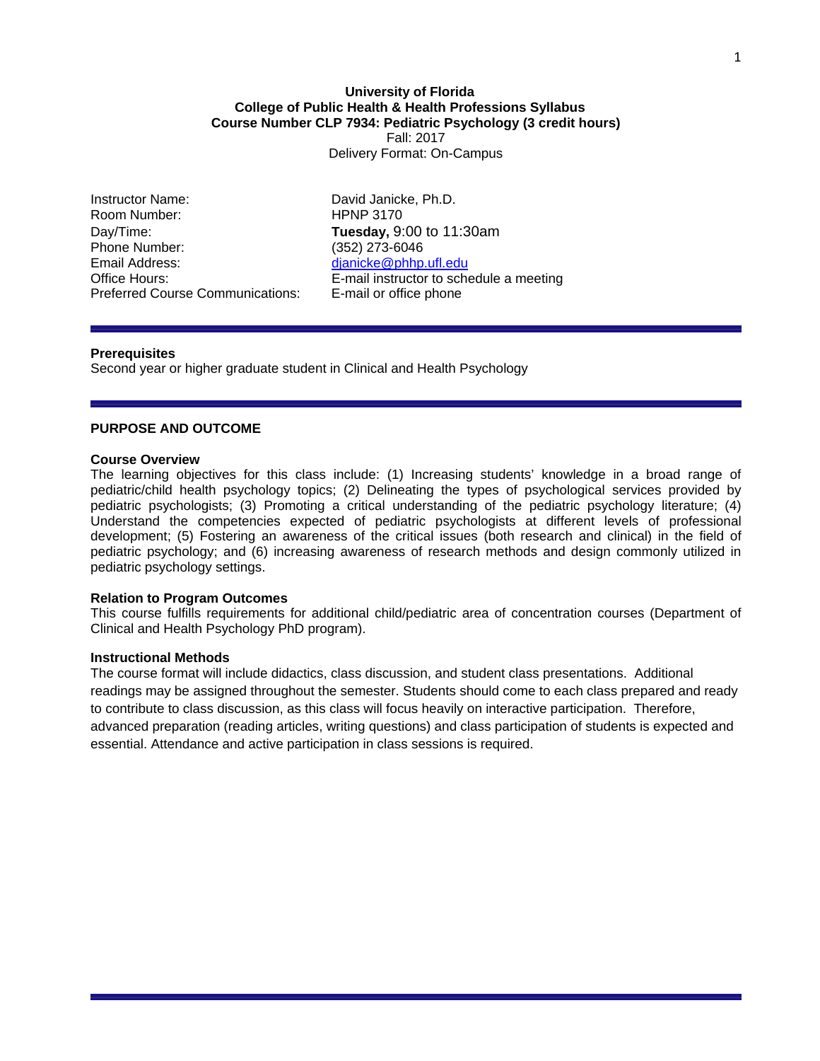**University of Florida**
**College of Public Health & Health Professions Syllabus**
**Course Number CLP 7934: Pediatric Psychology (3 credit hours)**
Fall: 2017
Delivery Format: On-Campus

| | |
|---|---|
| Instructor Name: | David Janicke, Ph.D. |
| Room Number: | HPNP 3170 |
| Day/Time: | **Tuesday,** 9:00 to 11:30am |
| Phone Number: | (352) 273-6046 |
| Email Address: | djanicke@phhp.ufl.edu |
| Office Hours: | E-mail instructor to schedule a meeting |
| Preferred Course Communications: | E-mail or office phone |

**Prerequisites**
Second year or higher graduate student in Clinical and Health Psychology

## PURPOSE AND OUTCOME

### Course Overview

The learning objectives for this class include: (1) Increasing students' knowledge in a broad range of pediatric/child health psychology topics; (2) Delineating the types of psychological services provided by pediatric psychologists; (3) Promoting a critical understanding of the pediatric psychology literature; (4) Understand the competencies expected of pediatric psychologists at different levels of professional development; (5) Fostering an awareness of the critical issues (both research and clinical) in the field of pediatric psychology; and (6) increasing awareness of research methods and design commonly utilized in pediatric psychology settings.

### Relation to Program Outcomes

This course fulfills requirements for additional child/pediatric area of concentration courses (Department of Clinical and Health Psychology PhD program).

### Instructional Methods

The course format will include didactics, class discussion, and student class presentations. Additional readings may be assigned throughout the semester. Students should come to each class prepared and ready to contribute to class discussion, as this class will focus heavily on interactive participation. Therefore, advanced preparation (reading articles, writing questions) and class participation of students is expected and essential. Attendance and active participation in class sessions is required.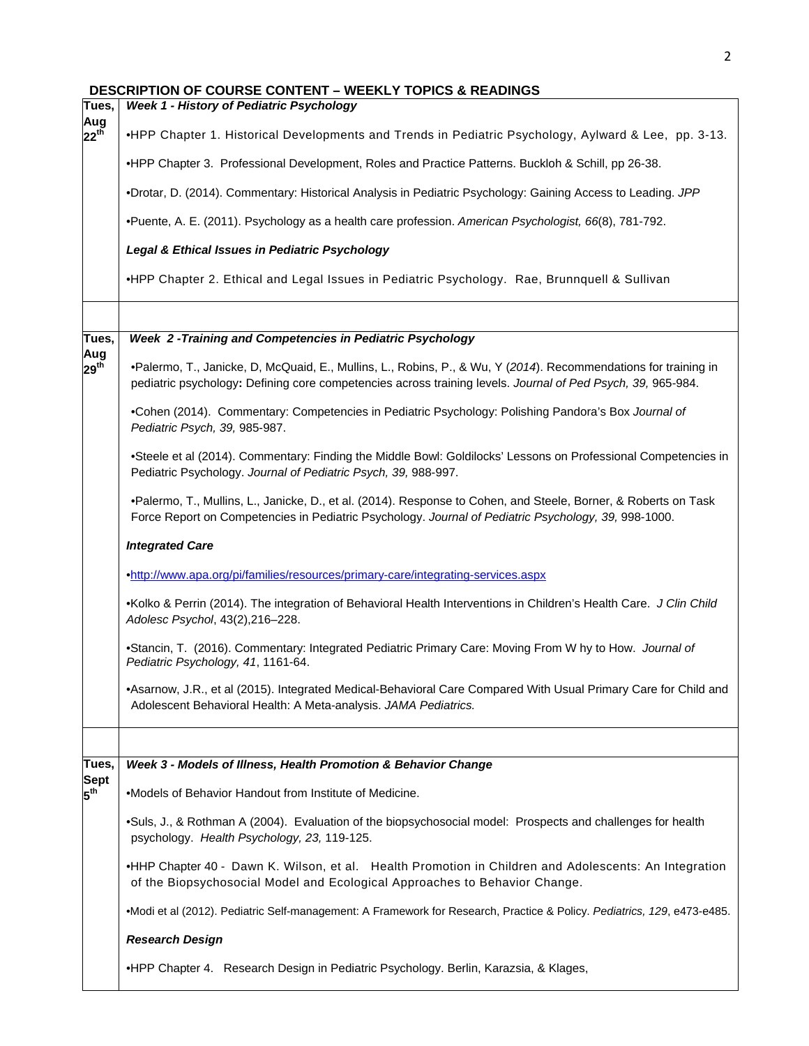## DESCRIPTION OF COURSE CONTENT – WEEKLY TOPICS & READINGS

| | |
|---|---|
| **Tues, Aug 22nd** | ***Week 1 - History of Pediatric Psychology***<br><br>•HPP Chapter 1. Historical Developments and Trends in Pediatric Psychology, Aylward & Lee, pp. 3-13.<br><br>•HPP Chapter 3. Professional Development, Roles and Practice Patterns. Buckloh & Schill, pp 26-38.<br><br>•Drotar, D. (2014). Commentary: Historical Analysis in Pediatric Psychology: Gaining Access to Leading. *JPP*<br><br>•Puente, A. E. (2011). Psychology as a health care profession. *American Psychologist, 66*(8), 781-792.<br><br>***Legal & Ethical Issues in Pediatric Psychology***<br><br>•HPP Chapter 2. Ethical and Legal Issues in Pediatric Psychology. Rae, Brunnquell & Sullivan |
| | |
| **Tues, Aug 29th** | ***Week 2 -Training and Competencies in Pediatric Psychology***<br><br>•Palermo, T., Janicke, D, McQuaid, E., Mullins, L., Robins, P., & Wu, Y (*2014*). Recommendations for training in pediatric psychology**:** Defining core competencies across training levels. *Journal of Ped Psych, 39,* 965-984.<br><br>•Cohen (2014). Commentary: Competencies in Pediatric Psychology: Polishing Pandora's Box *Journal of Pediatric Psych, 39,* 985-987.<br><br>•Steele et al (2014). Commentary: Finding the Middle Bowl: Goldilocks' Lessons on Professional Competencies in Pediatric Psychology. *Journal of Pediatric Psych, 39,* 988-997.<br><br>•Palermo, T., Mullins, L., Janicke, D., et al. (2014). Response to Cohen, and Steele, Borner, & Roberts on Task Force Report on Competencies in Pediatric Psychology. *Journal of Pediatric Psychology, 39,* 998-1000.<br><br>***Integrated Care***<br><br>•http://www.apa.org/pi/families/resources/primary-care/integrating-services.aspx<br><br>•Kolko & Perrin (2014). The integration of Behavioral Health Interventions in Children's Health Care. *J Clin Child Adolesc Psychol*, 43(2),216–228.<br><br>•Stancin, T. (2016). Commentary: Integrated Pediatric Primary Care: Moving From W hy to How. *Journal of Pediatric Psychology, 41*, 1161-64.<br><br>•Asarnow, J.R., et al (2015). Integrated Medical-Behavioral Care Compared With Usual Primary Care for Child and Adolescent Behavioral Health: A Meta-analysis. *JAMA Pediatrics.* |
| | |
| **Tues, Sept 5th** | ***Week 3 - Models of Illness, Health Promotion & Behavior Change***<br><br>•Models of Behavior Handout from Institute of Medicine.<br><br>•Suls, J., & Rothman A (2004). Evaluation of the biopsychosocial model: Prospects and challenges for health psychology. *Health Psychology, 23,* 119-125.<br><br>•HHP Chapter 40 - Dawn K. Wilson, et al. Health Promotion in Children and Adolescents: An Integration of the Biopsychosocial Model and Ecological Approaches to Behavior Change.<br><br>•Modi et al (2012). Pediatric Self-management: A Framework for Research, Practice & Policy. *Pediatrics, 129*, e473-e485.<br><br>***Research Design***<br><br>•HPP Chapter 4. Research Design in Pediatric Psychology. Berlin, Karazsia, & Klages, |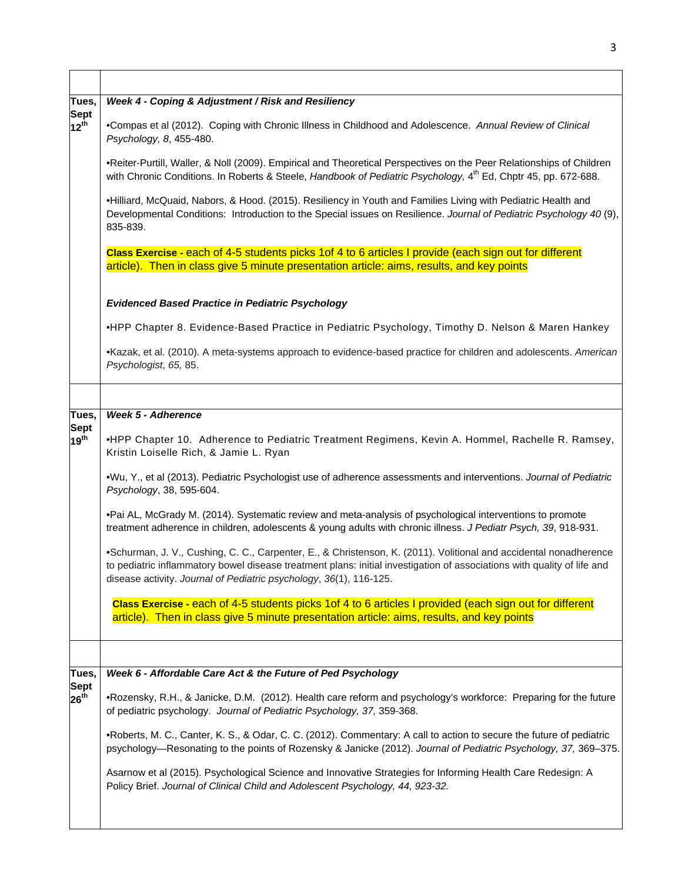| | |
|---|---|
| | |
| **Tues, Sept 12th** | ***Week 4 - Coping & Adjustment / Risk and Resiliency***<br><br>•Compas et al (2012). Coping with Chronic Illness in Childhood and Adolescence. *Annual Review of Clinical Psychology, 8*, 455-480.<br><br>•Reiter-Purtill, Waller, & Noll (2009). Empirical and Theoretical Perspectives on the Peer Relationships of Children with Chronic Conditions. In Roberts & Steele, *Handbook of Pediatric Psychology,* 4th Ed, Chptr 45, pp. 672-688.<br><br>•Hilliard, McQuaid, Nabors, & Hood. (2015). Resiliency in Youth and Families Living with Pediatric Health and Developmental Conditions: Introduction to the Special issues on Resilience. *Journal of Pediatric Psychology 40* (9), 835-839.<br><br>**Class Exercise -** each of 4-5 students picks 1of 4 to 6 articles I provide (each sign out for different article). Then in class give 5 minute presentation article: aims, results, and key points<br><br>***Evidenced Based Practice in Pediatric Psychology***<br><br>•HPP Chapter 8. Evidence-Based Practice in Pediatric Psychology, Timothy D. Nelson & Maren Hankey<br><br>•Kazak, et al. (2010). A meta-systems approach to evidence-based practice for children and adolescents. *American Psychologist*, *65,* 85. |
| | |
| **Tues, Sept 19th** | ***Week 5 - Adherence***<br><br>•HPP Chapter 10. Adherence to Pediatric Treatment Regimens, Kevin A. Hommel, Rachelle R. Ramsey, Kristin Loiselle Rich, & Jamie L. Ryan<br><br>•Wu, Y., et al (2013). Pediatric Psychologist use of adherence assessments and interventions. *Journal of Pediatric Psychology*, 38, 595-604.<br><br>•Pai AL, McGrady M. (2014). Systematic review and meta-analysis of psychological interventions to promote treatment adherence in children, adolescents & young adults with chronic illness. *J Pediatr Psych, 39*, 918-931.<br><br>•Schurman, J. V., Cushing, C. C., Carpenter, E., & Christenson, K. (2011). Volitional and accidental nonadherence to pediatric inflammatory bowel disease treatment plans: initial investigation of associations with quality of life and disease activity. *Journal of Pediatric psychology*, *36*(1), 116-125.<br><br>**Class Exercise -** each of 4-5 students picks 1of 4 to 6 articles I provided (each sign out for different article). Then in class give 5 minute presentation article: aims, results, and key points |
| | |
| **Tues, Sept 26th** | ***Week 6 - Affordable Care Act & the Future of Ped Psychology***<br><br>•Rozensky, R.H., & Janicke, D.M. (2012). Health care reform and psychology's workforce: Preparing for the future of pediatric psychology. *Journal of Pediatric Psychology, 37,* 359-368.<br><br>•Roberts, M. C., Canter, K. S., & Odar, C. C. (2012). Commentary: A call to action to secure the future of pediatric psychology—Resonating to the points of Rozensky & Janicke (2012). *Journal of Pediatric Psychology, 37,* 369–375.<br><br>Asarnow et al (2015). Psychological Science and Innovative Strategies for Informing Health Care Redesign: A Policy Brief. *Journal of Clinical Child and Adolescent Psychology, 44, 923-32.* |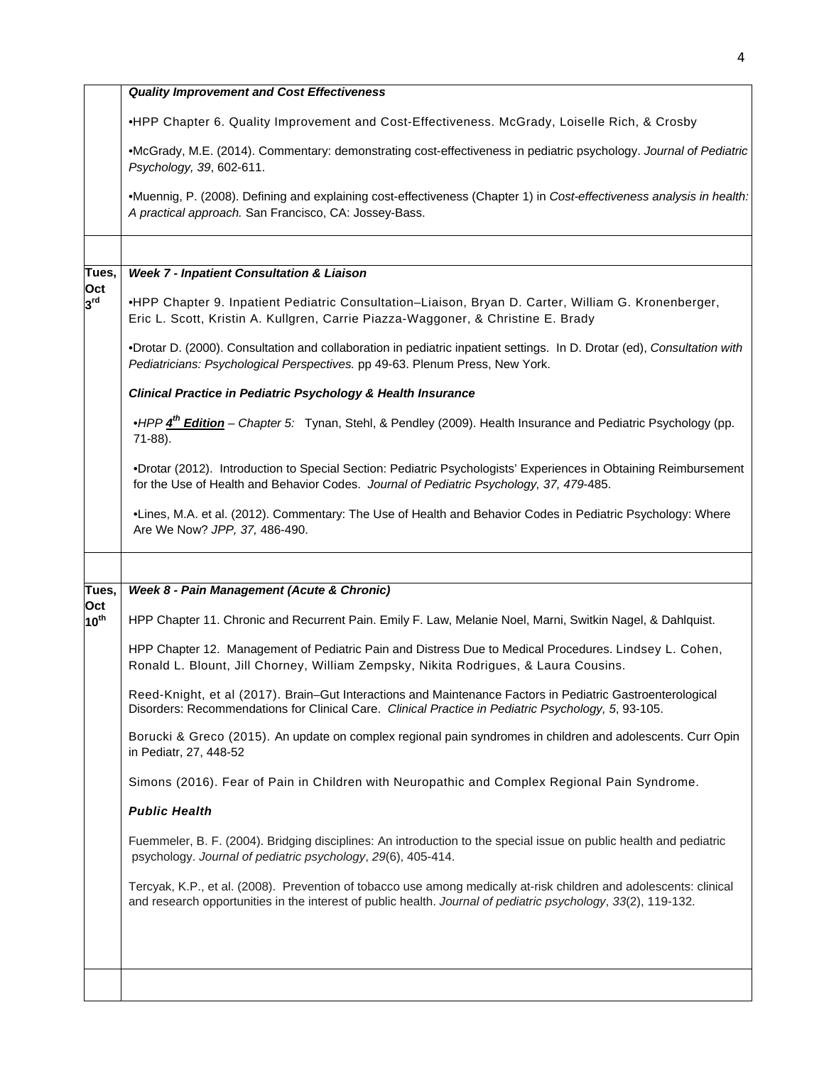| | |
|---|---|
| | ***Quality Improvement and Cost Effectiveness***<br><br>•HPP Chapter 6. Quality Improvement and Cost-Effectiveness. McGrady, Loiselle Rich, & Crosby<br><br>•McGrady, M.E. (2014). Commentary: demonstrating cost-effectiveness in pediatric psychology. *Journal of Pediatric Psychology, 39*, 602-611.<br><br>•Muennig, P. (2008). Defining and explaining cost-effectiveness (Chapter 1) in *Cost-effectiveness analysis in health: A practical approach.* San Francisco, CA: Jossey-Bass. |
| | |
| **Tues, Oct 3rd** | ***Week 7 - Inpatient Consultation & Liaison***<br><br>•HPP Chapter 9. Inpatient Pediatric Consultation–Liaison, Bryan D. Carter, William G. Kronenberger, Eric L. Scott, Kristin A. Kullgren, Carrie Piazza-Waggoner, & Christine E. Brady<br><br>•Drotar D. (2000). Consultation and collaboration in pediatric inpatient settings. In D. Drotar (ed), *Consultation with Pediatricians: Psychological Perspectives.* pp 49-63. Plenum Press, New York.<br><br>***Clinical Practice in Pediatric Psychology & Health Insurance***<br><br>•*HPP **4th Edition** – Chapter 5:* Tynan, Stehl, & Pendley (2009). Health Insurance and Pediatric Psychology (pp. 71-88).<br><br>•Drotar (2012). Introduction to Special Section: Pediatric Psychologists' Experiences in Obtaining Reimbursement for the Use of Health and Behavior Codes. *Journal of Pediatric Psychology, 37, 479*-485.<br><br>•Lines, M.A. et al. (2012). Commentary: The Use of Health and Behavior Codes in Pediatric Psychology: Where Are We Now? *JPP, 37,* 486-490. |
| | |
| **Tues, Oct 10th** | ***Week 8 - Pain Management (Acute & Chronic)***<br><br>HPP Chapter 11. Chronic and Recurrent Pain. Emily F. Law, Melanie Noel, Marni, Switkin Nagel, & Dahlquist.<br><br>HPP Chapter 12. Management of Pediatric Pain and Distress Due to Medical Procedures. Lindsey L. Cohen, Ronald L. Blount, Jill Chorney, William Zempsky, Nikita Rodrigues, & Laura Cousins.<br><br>Reed-Knight, et al (2017). Brain–Gut Interactions and Maintenance Factors in Pediatric Gastroenterological Disorders: Recommendations for Clinical Care. *Clinical Practice in Pediatric Psychology, 5*, 93-105.<br><br>Borucki & Greco (2015). An update on complex regional pain syndromes in children and adolescents. Curr Opin in Pediatr, 27, 448-52<br><br>Simons (2016). Fear of Pain in Children with Neuropathic and Complex Regional Pain Syndrome.<br><br>***Public Health***<br><br>Fuemmeler, B. F. (2004). Bridging disciplines: An introduction to the special issue on public health and pediatric psychology. *Journal of pediatric psychology*, *29*(6), 405-414.<br><br>Tercyak, K.P., et al. (2008). Prevention of tobacco use among medically at-risk children and adolescents: clinical and research opportunities in the interest of public health. *Journal of pediatric psychology*, *33*(2), 119-132. |
| | |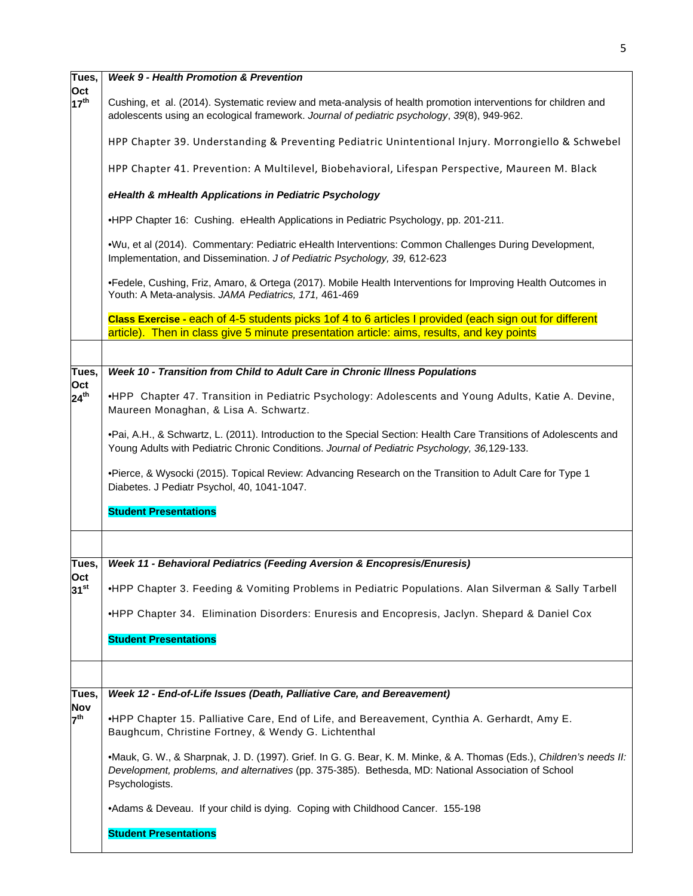| | |
|---|---|
| **Tues, Oct 17th** | ***Week 9 - Health Promotion & Prevention***<br><br>Cushing, et al. (2014). Systematic review and meta-analysis of health promotion interventions for children and adolescents using an ecological framework. *Journal of pediatric psychology*, *39*(8), 949-962.<br><br>HPP Chapter 39. Understanding & Preventing Pediatric Unintentional Injury. Morrongiello & Schwebel<br><br>HPP Chapter 41. Prevention: A Multilevel, Biobehavioral, Lifespan Perspective, Maureen M. Black<br><br>***eHealth & mHealth Applications in Pediatric Psychology***<br><br>•HPP Chapter 16: Cushing. eHealth Applications in Pediatric Psychology, pp. 201-211.<br><br>•Wu, et al (2014). Commentary: Pediatric eHealth Interventions: Common Challenges During Development, Implementation, and Dissemination. *J of Pediatric Psychology, 39,* 612-623<br><br>•Fedele, Cushing, Friz, Amaro, & Ortega (2017). Mobile Health Interventions for Improving Health Outcomes in Youth: A Meta-analysis. *JAMA Pediatrics, 171,* 461-469<br><br>**Class Exercise -** each of 4-5 students picks 1of 4 to 6 articles I provided (each sign out for different article). Then in class give 5 minute presentation article: aims, results, and key points |
| | |
| **Tues, Oct 24th** | ***Week 10 - Transition from Child to Adult Care in Chronic Illness Populations***<br><br>•HPP Chapter 47. Transition in Pediatric Psychology: Adolescents and Young Adults, Katie A. Devine, Maureen Monaghan, & Lisa A. Schwartz.<br><br>•Pai, A.H., & Schwartz, L. (2011). Introduction to the Special Section: Health Care Transitions of Adolescents and Young Adults with Pediatric Chronic Conditions. *Journal of Pediatric Psychology, 36,*129-133.<br><br>•Pierce, & Wysocki (2015). Topical Review: Advancing Research on the Transition to Adult Care for Type 1 Diabetes. J Pediatr Psychol, 40, 1041-1047.<br><br>**Student Presentations** |
| | |
| **Tues, Oct 31st** | ***Week 11 - Behavioral Pediatrics (Feeding Aversion & Encopresis/Enuresis)***<br><br>•HPP Chapter 3. Feeding & Vomiting Problems in Pediatric Populations. Alan Silverman & Sally Tarbell<br><br>•HPP Chapter 34. Elimination Disorders: Enuresis and Encopresis, Jaclyn. Shepard & Daniel Cox<br><br>**Student Presentations** |
| | |
| **Tues, Nov 7th** | ***Week 12 - End-of-Life Issues (Death, Palliative Care, and Bereavement)***<br><br>•HPP Chapter 15. Palliative Care, End of Life, and Bereavement, Cynthia A. Gerhardt, Amy E. Baughcum, Christine Fortney, & Wendy G. Lichtenthal<br><br>•Mauk, G. W., & Sharpnak, J. D. (1997). Grief. In G. G. Bear, K. M. Minke, & A. Thomas (Eds.), *Children's needs II: Development, problems, and alternatives* (pp. 375-385). Bethesda, MD: National Association of School Psychologists.<br><br>•Adams & Deveau. If your child is dying. Coping with Childhood Cancer. 155-198<br><br>**Student Presentations** |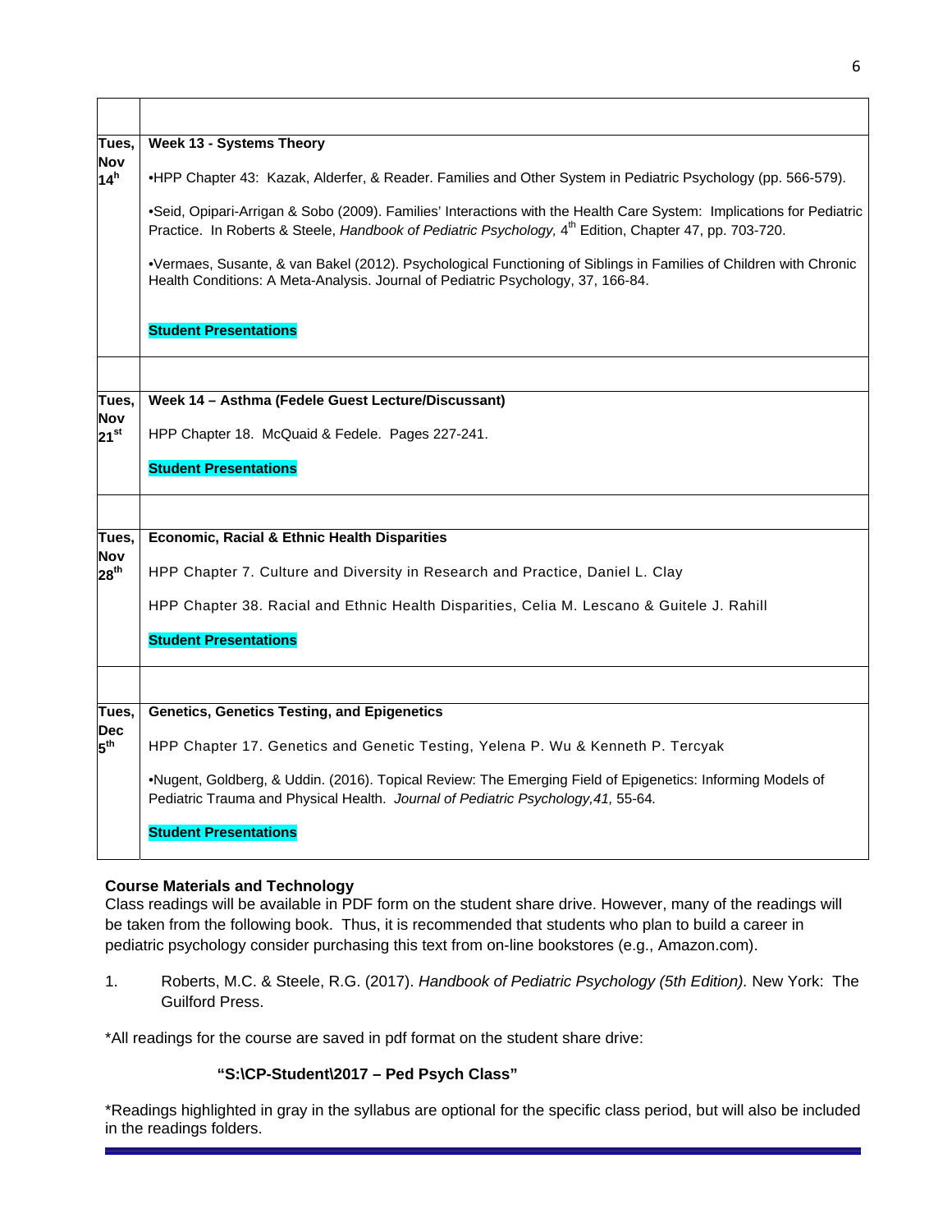| | |
|---|---|
| Tues, Nov 14h | **Week 13 - Systems Theory**<br><br>•HPP Chapter 43: Kazak, Alderfer, & Reader. Families and Other System in Pediatric Psychology (pp. 566-579).<br><br>•Seid, Opipari-Arrigan & Sobo (2009). Families' Interactions with the Health Care System: Implications for Pediatric Practice. In Roberts & Steele, *Handbook of Pediatric Psychology,* 4th Edition, Chapter 47, pp. 703-720.<br><br>•Vermaes, Susante, & van Bakel (2012). Psychological Functioning of Siblings in Families of Children with Chronic Health Conditions: A Meta-Analysis. Journal of Pediatric Psychology, 37, 166-84.<br><br>**Student Presentations** |
| | |
| Tues, Nov 21st | **Week 14 – Asthma (Fedele Guest Lecture/Discussant)**<br><br>HPP Chapter 18. McQuaid & Fedele. Pages 227-241.<br><br>**Student Presentations** |
| | |
| Tues, Nov 28th | **Economic, Racial & Ethnic Health Disparities**<br><br>HPP Chapter 7. Culture and Diversity in Research and Practice, Daniel L. Clay<br><br>HPP Chapter 38. Racial and Ethnic Health Disparities, Celia M. Lescano & Guitele J. Rahill<br><br>**Student Presentations** |
| | |
| Tues, Dec 5th | **Genetics, Genetics Testing, and Epigenetics**<br><br>HPP Chapter 17. Genetics and Genetic Testing, Yelena P. Wu & Kenneth P. Tercyak<br><br>•Nugent, Goldberg, & Uddin. (2016). Topical Review: The Emerging Field of Epigenetics: Informing Models of Pediatric Trauma and Physical Health. *Journal of Pediatric Psychology,41,* 55-64.<br><br>**Student Presentations** |

**Course Materials and Technology**

Class readings will be available in PDF form on the student share drive. However, many of the readings will be taken from the following book. Thus, it is recommended that students who plan to build a career in pediatric psychology consider purchasing this text from on-line bookstores (e.g., Amazon.com).

1. Roberts, M.C. & Steele, R.G. (2017). *Handbook of Pediatric Psychology (5th Edition).* New York: The Guilford Press.

*All readings for the course are saved in pdf format on the student share drive:

**"S:\CP-Student\2017 – Ped Psych Class"**

*Readings highlighted in gray in the syllabus are optional for the specific class period, but will also be included in the readings folders.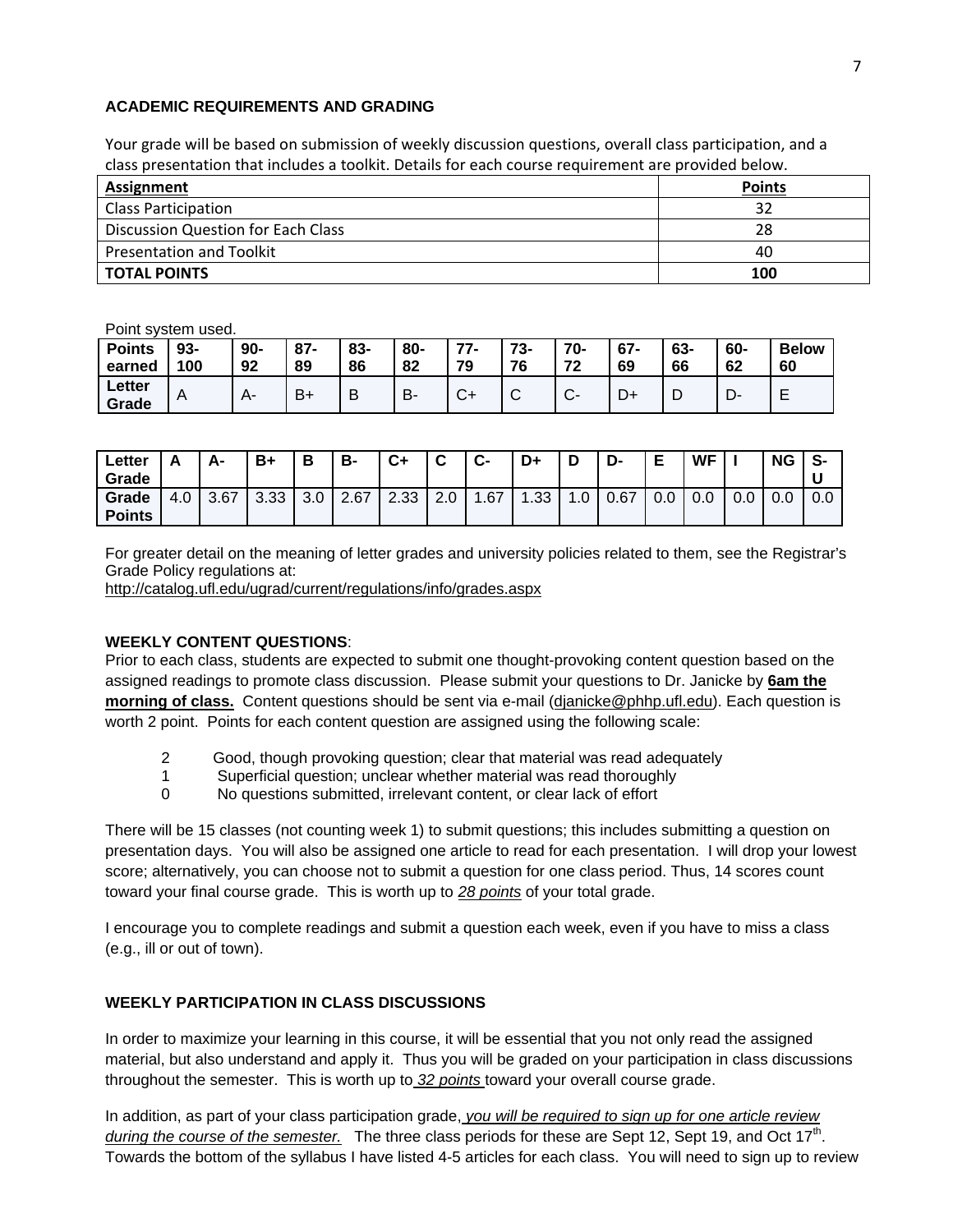**ACADEMIC REQUIREMENTS AND GRADING**

Your grade will be based on submission of weekly discussion questions, overall class participation, and a class presentation that includes a toolkit. Details for each course requirement are provided below.

| Assignment | Points |
|---|---|
| Class Participation | 32 |
| Discussion Question for Each Class | 28 |
| Presentation and Toolkit | 40 |
| **TOTAL POINTS** | **100** |

Point system used.

| Points earned | 93-100 | 90-92 | 87-89 | 83-86 | 80-82 | 77-79 | 73-76 | 70-72 | 67-69 | 63-66 | 60-62 | Below 60 |
|---|---|---|---|---|---|---|---|---|---|---|---|---|
| Letter Grade | A | A- | B+ | B | B- | C+ | C | C- | D+ | D | D- | E |

| Letter Grade | A | A- | B+ | B | B- | C+ | C | C- | D+ | D | D- | E | WF | I | NG | S-U |
|---|---|---|---|---|---|---|---|---|---|---|---|---|---|---|---|---|
| Grade Points | 4.0 | 3.67 | 3.33 | 3.0 | 2.67 | 2.33 | 2.0 | 1.67 | 1.33 | 1.0 | 0.67 | 0.0 | 0.0 | 0.0 | 0.0 | 0.0 |

For greater detail on the meaning of letter grades and university policies related to them, see the Registrar's Grade Policy regulations at:
http://catalog.ufl.edu/ugrad/current/regulations/info/grades.aspx

**WEEKLY CONTENT QUESTIONS**:
Prior to each class, students are expected to submit one thought-provoking content question based on the assigned readings to promote class discussion. Please submit your questions to Dr. Janicke by **6am the morning of class.** Content questions should be sent via e-mail (djanicke@phhp.ufl.edu). Each question is worth 2 point. Points for each content question are assigned using the following scale:

- 2 Good, though provoking question; clear that material was read adequately
- 1 Superficial question; unclear whether material was read thoroughly
- 0 No questions submitted, irrelevant content, or clear lack of effort

There will be 15 classes (not counting week 1) to submit questions; this includes submitting a question on presentation days. You will also be assigned one article to read for each presentation. I will drop your lowest score; alternatively, you can choose not to submit a question for one class period. Thus, 14 scores count toward your final course grade. This is worth up to *28 points* of your total grade.

I encourage you to complete readings and submit a question each week, even if you have to miss a class (e.g., ill or out of town).

**WEEKLY PARTICIPATION IN CLASS DISCUSSIONS**

In order to maximize your learning in this course, it will be essential that you not only read the assigned material, but also understand and apply it. Thus you will be graded on your participation in class discussions throughout the semester. This is worth up to *32 points* toward your overall course grade.

In addition, as part of your class participation grade, *you will be required to sign up for one article review during the course of the semester.* The three class periods for these are Sept 12, Sept 19, and Oct 17th. Towards the bottom of the syllabus I have listed 4-5 articles for each class. You will need to sign up to review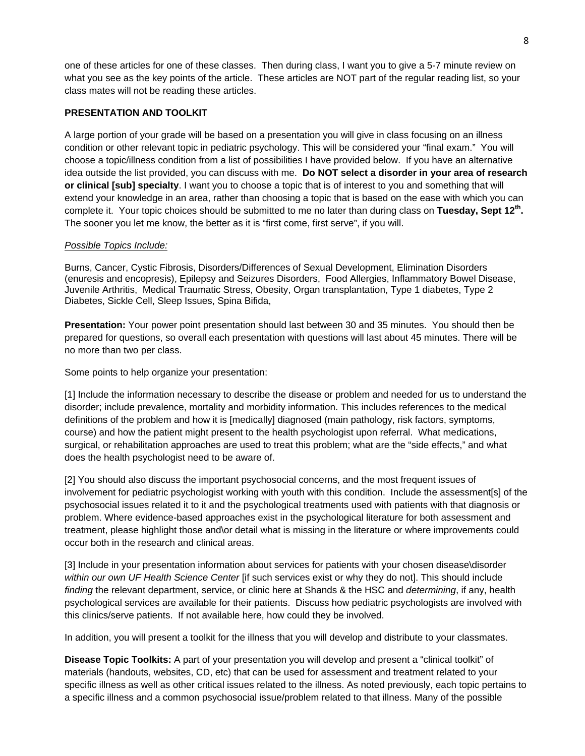one of these articles for one of these classes. Then during class, I want you to give a 5-7 minute review on what you see as the key points of the article. These articles are NOT part of the regular reading list, so your class mates will not be reading these articles.

**PRESENTATION AND TOOLKIT**

A large portion of your grade will be based on a presentation you will give in class focusing on an illness condition or other relevant topic in pediatric psychology. This will be considered your "final exam." You will choose a topic/illness condition from a list of possibilities I have provided below. If you have an alternative idea outside the list provided, you can discuss with me. **Do NOT select a disorder in your area of research or clinical [sub] specialty**. I want you to choose a topic that is of interest to you and something that will extend your knowledge in an area, rather than choosing a topic that is based on the ease with which you can complete it. Your topic choices should be submitted to me no later than during class on **Tuesday, Sept 12th.** The sooner you let me know, the better as it is "first come, first serve", if you will.

*Possible Topics Include:*

Burns, Cancer, Cystic Fibrosis, Disorders/Differences of Sexual Development, Elimination Disorders (enuresis and encopresis), Epilepsy and Seizures Disorders, Food Allergies, Inflammatory Bowel Disease, Juvenile Arthritis, Medical Traumatic Stress, Obesity, Organ transplantation, Type 1 diabetes, Type 2 Diabetes, Sickle Cell, Sleep Issues, Spina Bifida,

**Presentation:** Your power point presentation should last between 30 and 35 minutes. You should then be prepared for questions, so overall each presentation with questions will last about 45 minutes. There will be no more than two per class.

Some points to help organize your presentation:

[1] Include the information necessary to describe the disease or problem and needed for us to understand the disorder; include prevalence, mortality and morbidity information. This includes references to the medical definitions of the problem and how it is [medically] diagnosed (main pathology, risk factors, symptoms, course) and how the patient might present to the health psychologist upon referral. What medications, surgical, or rehabilitation approaches are used to treat this problem; what are the "side effects," and what does the health psychologist need to be aware of.

[2] You should also discuss the important psychosocial concerns, and the most frequent issues of involvement for pediatric psychologist working with youth with this condition. Include the assessment[s] of the psychosocial issues related it to it and the psychological treatments used with patients with that diagnosis or problem. Where evidence-based approaches exist in the psychological literature for both assessment and treatment, please highlight those and\or detail what is missing in the literature or where improvements could occur both in the research and clinical areas.

[3] Include in your presentation information about services for patients with your chosen disease\disorder *within our own UF Health Science Center* [if such services exist or why they do not]. This should include *finding* the relevant department, service, or clinic here at Shands & the HSC and *determining*, if any, health psychological services are available for their patients. Discuss how pediatric psychologists are involved with this clinics/serve patients. If not available here, how could they be involved.

In addition, you will present a toolkit for the illness that you will develop and distribute to your classmates.

**Disease Topic Toolkits:** A part of your presentation you will develop and present a "clinical toolkit" of materials (handouts, websites, CD, etc) that can be used for assessment and treatment related to your specific illness as well as other critical issues related to the illness. As noted previously, each topic pertains to a specific illness and a common psychosocial issue/problem related to that illness. Many of the possible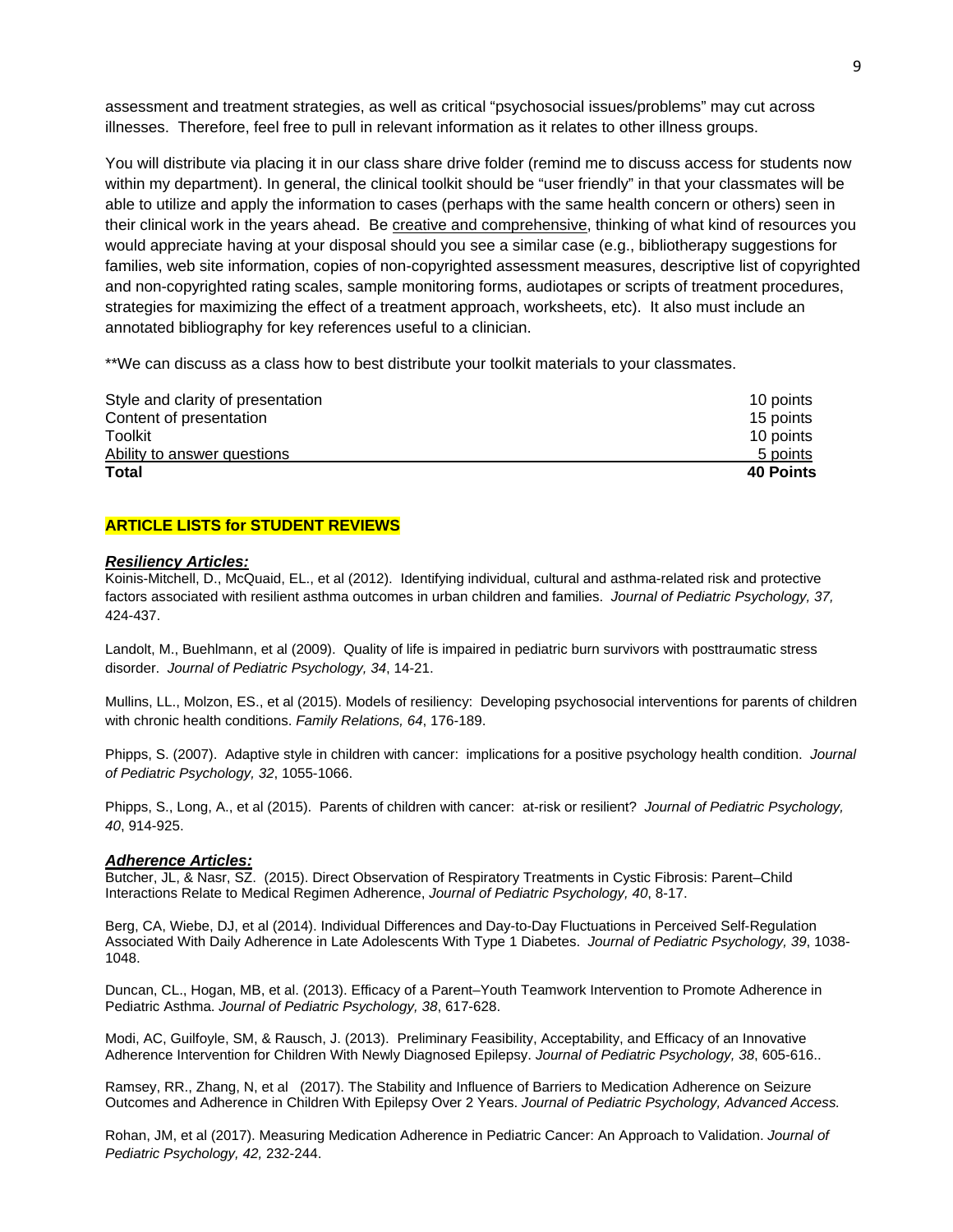assessment and treatment strategies, as well as critical "psychosocial issues/problems" may cut across illnesses. Therefore, feel free to pull in relevant information as it relates to other illness groups.

You will distribute via placing it in our class share drive folder (remind me to discuss access for students now within my department). In general, the clinical toolkit should be "user friendly" in that your classmates will be able to utilize and apply the information to cases (perhaps with the same health concern or others) seen in their clinical work in the years ahead. Be creative and comprehensive, thinking of what kind of resources you would appreciate having at your disposal should you see a similar case (e.g., bibliotherapy suggestions for families, web site information, copies of non-copyrighted assessment measures, descriptive list of copyrighted and non-copyrighted rating scales, sample monitoring forms, audiotapes or scripts of treatment procedures, strategies for maximizing the effect of a treatment approach, worksheets, etc). It also must include an annotated bibliography for key references useful to a clinician.

**We can discuss as a class how to best distribute your toolkit materials to your classmates.

| | |
|---|---|
| Style and clarity of presentation | 10 points |
| Content of presentation | 15 points |
| Toolkit | 10 points |
| Ability to answer questions | 5 points |
| **Total** | **40 Points** |

**ARTICLE LISTS for STUDENT REVIEWS**

***Resiliency Articles:***

Koinis-Mitchell, D., McQuaid, EL., et al (2012). Identifying individual, cultural and asthma-related risk and protective factors associated with resilient asthma outcomes in urban children and families. *Journal of Pediatric Psychology, 37,* 424-437.

Landolt, M., Buehlmann, et al (2009). Quality of life is impaired in pediatric burn survivors with posttraumatic stress disorder. *Journal of Pediatric Psychology, 34*, 14-21.

Mullins, LL., Molzon, ES., et al (2015). Models of resiliency: Developing psychosocial interventions for parents of children with chronic health conditions. *Family Relations, 64*, 176-189.

Phipps, S. (2007). Adaptive style in children with cancer: implications for a positive psychology health condition. *Journal of Pediatric Psychology, 32*, 1055-1066.

Phipps, S., Long, A., et al (2015). Parents of children with cancer: at-risk or resilient? *Journal of Pediatric Psychology, 40*, 914-925.

***Adherence Articles:***

Butcher, JL, & Nasr, SZ. (2015). Direct Observation of Respiratory Treatments in Cystic Fibrosis: Parent–Child Interactions Relate to Medical Regimen Adherence, *Journal of Pediatric Psychology, 40*, 8-17.

Berg, CA, Wiebe, DJ, et al (2014). Individual Differences and Day-to-Day Fluctuations in Perceived Self-Regulation Associated With Daily Adherence in Late Adolescents With Type 1 Diabetes. *Journal of Pediatric Psychology, 39*, 1038-1048.

Duncan, CL., Hogan, MB, et al. (2013). Efficacy of a Parent–Youth Teamwork Intervention to Promote Adherence in Pediatric Asthma. *Journal of Pediatric Psychology, 38*, 617-628.

Modi, AC, Guilfoyle, SM, & Rausch, J. (2013). Preliminary Feasibility, Acceptability, and Efficacy of an Innovative Adherence Intervention for Children With Newly Diagnosed Epilepsy. *Journal of Pediatric Psychology, 38*, 605-616..

Ramsey, RR., Zhang, N, et al (2017). The Stability and Influence of Barriers to Medication Adherence on Seizure Outcomes and Adherence in Children With Epilepsy Over 2 Years. *Journal of Pediatric Psychology, Advanced Access.*

Rohan, JM, et al (2017). Measuring Medication Adherence in Pediatric Cancer: An Approach to Validation. *Journal of Pediatric Psychology, 42,* 232-244.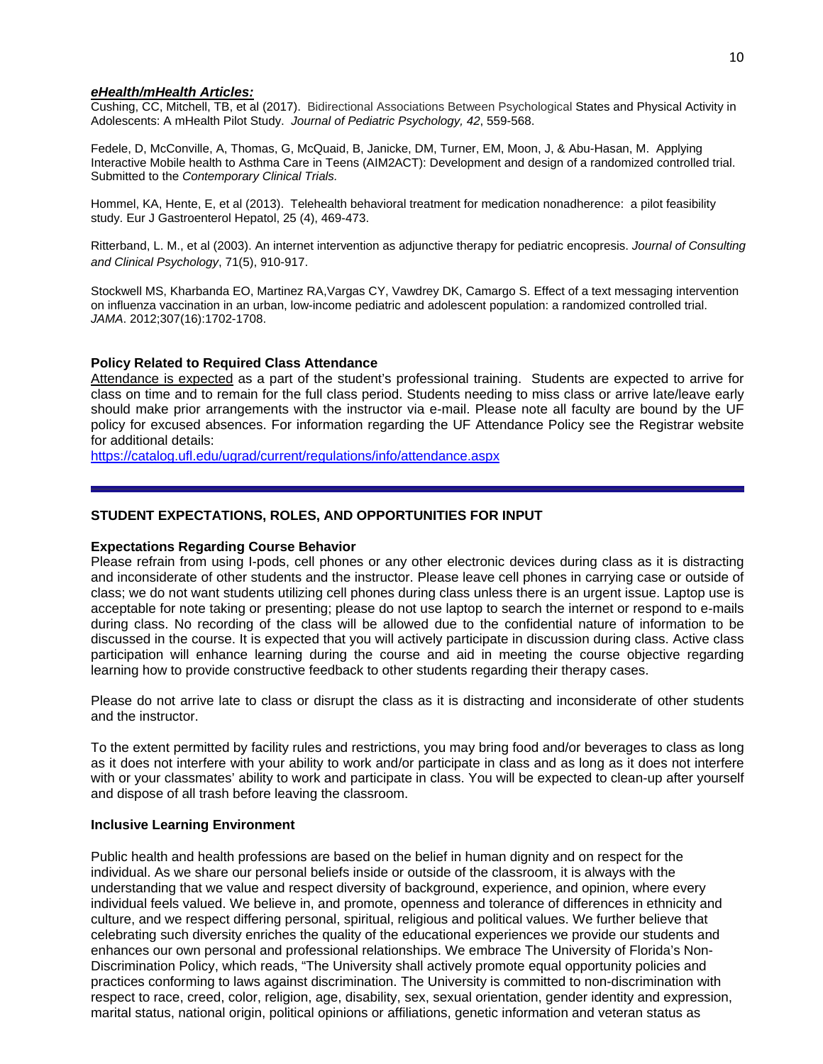***eHealth/mHealth Articles:***

Cushing, CC, Mitchell, TB, et al (2017). Bidirectional Associations Between Psychological States and Physical Activity in Adolescents: A mHealth Pilot Study. *Journal of Pediatric Psychology, 42*, 559-568.

Fedele, D, McConville, A, Thomas, G, McQuaid, B, Janicke, DM, Turner, EM, Moon, J, & Abu-Hasan, M. Applying Interactive Mobile health to Asthma Care in Teens (AIM2ACT): Development and design of a randomized controlled trial. Submitted to the *Contemporary Clinical Trials.*

Hommel, KA, Hente, E, et al (2013). Telehealth behavioral treatment for medication nonadherence: a pilot feasibility study. Eur J Gastroenterol Hepatol, 25 (4), 469-473.

Ritterband, L. M., et al (2003). An internet intervention as adjunctive therapy for pediatric encopresis. *Journal of Consulting and Clinical Psychology*, 71(5), 910-917.

Stockwell MS, Kharbanda EO, Martinez RA,Vargas CY, Vawdrey DK, Camargo S. Effect of a text messaging intervention on influenza vaccination in an urban, low-income pediatric and adolescent population: a randomized controlled trial. *JAMA*. 2012;307(16):1702-1708.

**Policy Related to Required Class Attendance**

Attendance is expected as a part of the student's professional training. Students are expected to arrive for class on time and to remain for the full class period. Students needing to miss class or arrive late/leave early should make prior arrangements with the instructor via e-mail. Please note all faculty are bound by the UF policy for excused absences. For information regarding the UF Attendance Policy see the Registrar website for additional details:
https://catalog.ufl.edu/ugrad/current/regulations/info/attendance.aspx

---

## STUDENT EXPECTATIONS, ROLES, AND OPPORTUNITIES FOR INPUT

**Expectations Regarding Course Behavior**

Please refrain from using I-pods, cell phones or any other electronic devices during class as it is distracting and inconsiderate of other students and the instructor. Please leave cell phones in carrying case or outside of class; we do not want students utilizing cell phones during class unless there is an urgent issue. Laptop use is acceptable for note taking or presenting; please do not use laptop to search the internet or respond to e-mails during class. No recording of the class will be allowed due to the confidential nature of information to be discussed in the course. It is expected that you will actively participate in discussion during class. Active class participation will enhance learning during the course and aid in meeting the course objective regarding learning how to provide constructive feedback to other students regarding their therapy cases.

Please do not arrive late to class or disrupt the class as it is distracting and inconsiderate of other students and the instructor.

To the extent permitted by facility rules and restrictions, you may bring food and/or beverages to class as long as it does not interfere with your ability to work and/or participate in class and as long as it does not interfere with or your classmates' ability to work and participate in class. You will be expected to clean-up after yourself and dispose of all trash before leaving the classroom.

**Inclusive Learning Environment**

Public health and health professions are based on the belief in human dignity and on respect for the individual. As we share our personal beliefs inside or outside of the classroom, it is always with the understanding that we value and respect diversity of background, experience, and opinion, where every individual feels valued. We believe in, and promote, openness and tolerance of differences in ethnicity and culture, and we respect differing personal, spiritual, religious and political values. We further believe that celebrating such diversity enriches the quality of the educational experiences we provide our students and enhances our own personal and professional relationships. We embrace The University of Florida's Non-Discrimination Policy, which reads, "The University shall actively promote equal opportunity policies and practices conforming to laws against discrimination. The University is committed to non-discrimination with respect to race, creed, color, religion, age, disability, sex, sexual orientation, gender identity and expression, marital status, national origin, political opinions or affiliations, genetic information and veteran status as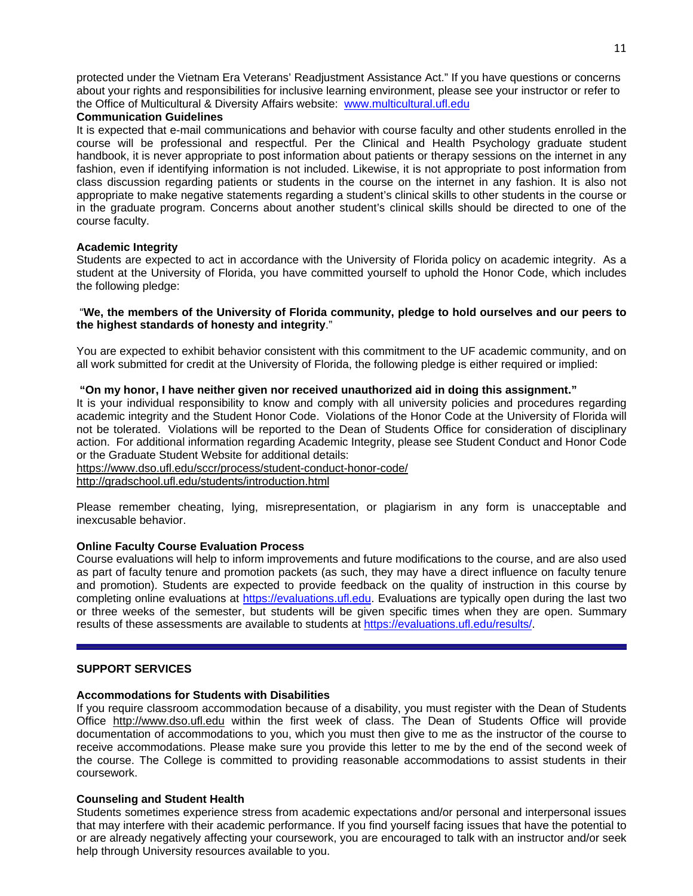protected under the Vietnam Era Veterans' Readjustment Assistance Act." If you have questions or concerns about your rights and responsibilities for inclusive learning environment, please see your instructor or refer to the Office of Multicultural & Diversity Affairs website: [www.multicultural.ufl.edu](www.multicultural.ufl.edu)

**Communication Guidelines**

It is expected that e-mail communications and behavior with course faculty and other students enrolled in the course will be professional and respectful. Per the Clinical and Health Psychology graduate student handbook, it is never appropriate to post information about patients or therapy sessions on the internet in any fashion, even if identifying information is not included. Likewise, it is not appropriate to post information from class discussion regarding patients or students in the course on the internet in any fashion. It is also not appropriate to make negative statements regarding a student's clinical skills to other students in the course or in the graduate program. Concerns about another student's clinical skills should be directed to one of the course faculty.

**Academic Integrity**

Students are expected to act in accordance with the University of Florida policy on academic integrity. As a student at the University of Florida, you have committed yourself to uphold the Honor Code, which includes the following pledge:

"**We, the members of the University of Florida community, pledge to hold ourselves and our peers to the highest standards of honesty and integrity**."

You are expected to exhibit behavior consistent with this commitment to the UF academic community, and on all work submitted for credit at the University of Florida, the following pledge is either required or implied:

**"On my honor, I have neither given nor received unauthorized aid in doing this assignment."**

It is your individual responsibility to know and comply with all university policies and procedures regarding academic integrity and the Student Honor Code. Violations of the Honor Code at the University of Florida will not be tolerated. Violations will be reported to the Dean of Students Office for consideration of disciplinary action. For additional information regarding Academic Integrity, please see Student Conduct and Honor Code or the Graduate Student Website for additional details:

https://www.dso.ufl.edu/sccr/process/student-conduct-honor-code/

http://gradschool.ufl.edu/students/introduction.html

Please remember cheating, lying, misrepresentation, or plagiarism in any form is unacceptable and inexcusable behavior.

**Online Faculty Course Evaluation Process**

Course evaluations will help to inform improvements and future modifications to the course, and are also used as part of faculty tenure and promotion packets (as such, they may have a direct influence on faculty tenure and promotion). Students are expected to provide feedback on the quality of instruction in this course by completing online evaluations at [https://evaluations.ufl.edu](https://evaluations.ufl.edu). Evaluations are typically open during the last two or three weeks of the semester, but students will be given specific times when they are open. Summary results of these assessments are available to students at [https://evaluations.ufl.edu/results/](https://evaluations.ufl.edu/results/).

---

**SUPPORT SERVICES**

**Accommodations for Students with Disabilities**

If you require classroom accommodation because of a disability, you must register with the Dean of Students Office http://www.dso.ufl.edu within the first week of class. The Dean of Students Office will provide documentation of accommodations to you, which you must then give to me as the instructor of the course to receive accommodations. Please make sure you provide this letter to me by the end of the second week of the course. The College is committed to providing reasonable accommodations to assist students in their coursework.

**Counseling and Student Health**

Students sometimes experience stress from academic expectations and/or personal and interpersonal issues that may interfere with their academic performance. If you find yourself facing issues that have the potential to or are already negatively affecting your coursework, you are encouraged to talk with an instructor and/or seek help through University resources available to you.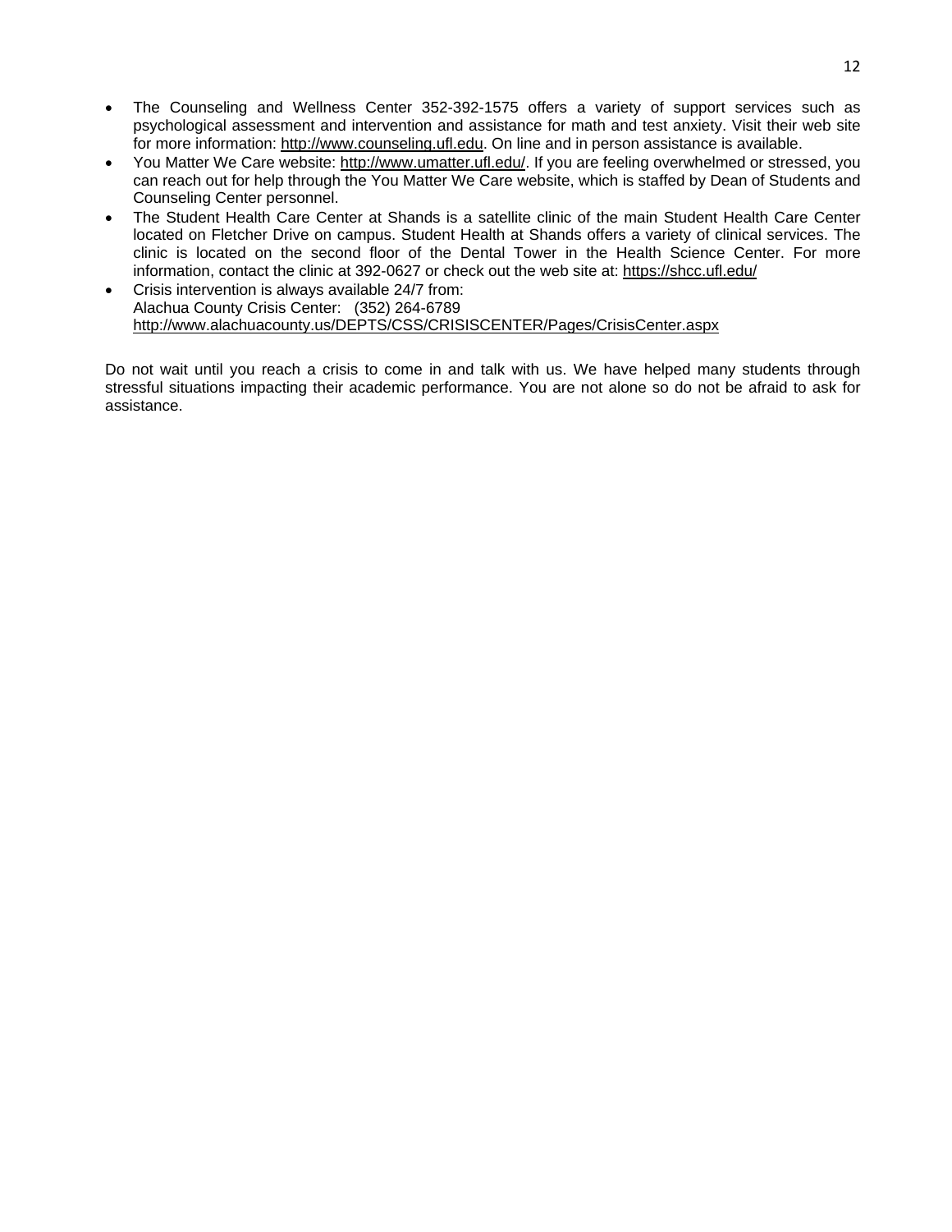- The Counseling and Wellness Center 352-392-1575 offers a variety of support services such as psychological assessment and intervention and assistance for math and test anxiety. Visit their web site for more information: http://www.counseling.ufl.edu. On line and in person assistance is available.
- You Matter We Care website: http://www.umatter.ufl.edu/. If you are feeling overwhelmed or stressed, you can reach out for help through the You Matter We Care website, which is staffed by Dean of Students and Counseling Center personnel.
- The Student Health Care Center at Shands is a satellite clinic of the main Student Health Care Center located on Fletcher Drive on campus. Student Health at Shands offers a variety of clinical services. The clinic is located on the second floor of the Dental Tower in the Health Science Center. For more information, contact the clinic at 392-0627 or check out the web site at: https://shcc.ufl.edu/
- Crisis intervention is always available 24/7 from:
  Alachua County Crisis Center: (352) 264-6789
  http://www.alachuacounty.us/DEPTS/CSS/CRISISCENTER/Pages/CrisisCenter.aspx

Do not wait until you reach a crisis to come in and talk with us. We have helped many students through stressful situations impacting their academic performance. You are not alone so do not be afraid to ask for assistance.